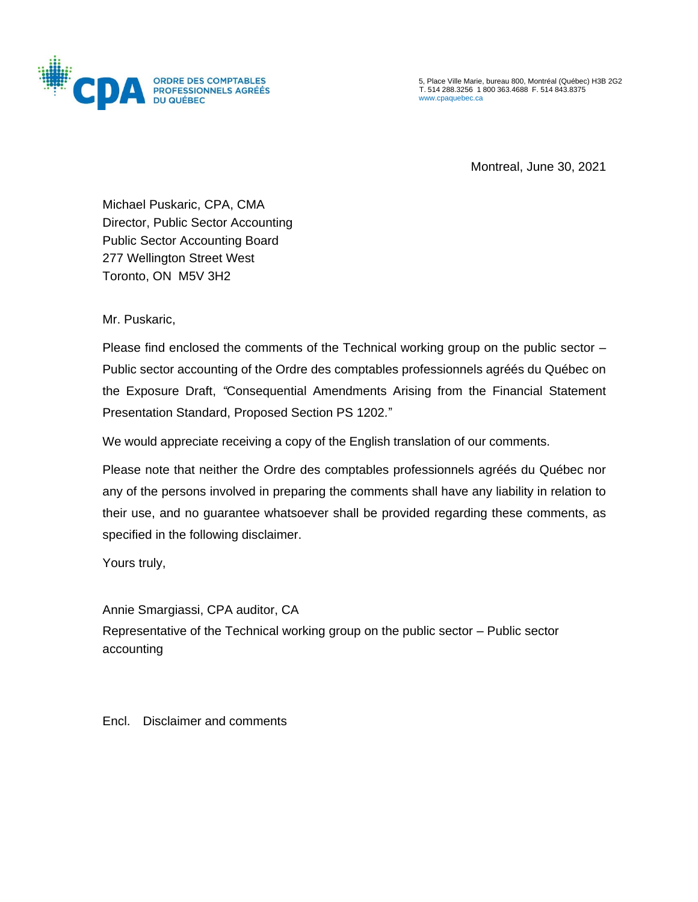ORDRE DES COMPTABLES
PROFESSIONNELS AGRÉÉS
DU QUÉBEC

5, Place Ville Marie, bureau 800, Montréal (Québec) H3B 2G2
T. 514 288.3256 1 800 363.4688 F. 514 843.8375
www.cpaquebec.ca

Montreal, June 30, 2021

Michael Puskaric, CPA, CMA
Director, Public Sector Accounting
Public Sector Accounting Board
277 Wellington Street West
Toronto, ON M5V 3H2

Mr. Puskaric,

Please find enclosed the comments of the Technical working group on the public sector – Public sector accounting of the Ordre des comptables professionnels agréés du Québec on the Exposure Draft, "Consequential Amendments Arising from the Financial Statement Presentation Standard, Proposed Section PS 1202."

We would appreciate receiving a copy of the English translation of our comments.

Please note that neither the Ordre des comptables professionnels agréés du Québec nor any of the persons involved in preparing the comments shall have any liability in relation to their use, and no guarantee whatsoever shall be provided regarding these comments, as specified in the following disclaimer.

Yours truly,

Annie Smargiassi, CPA auditor, CA
Representative of the Technical working group on the public sector – Public sector accounting

Encl. Disclaimer and comments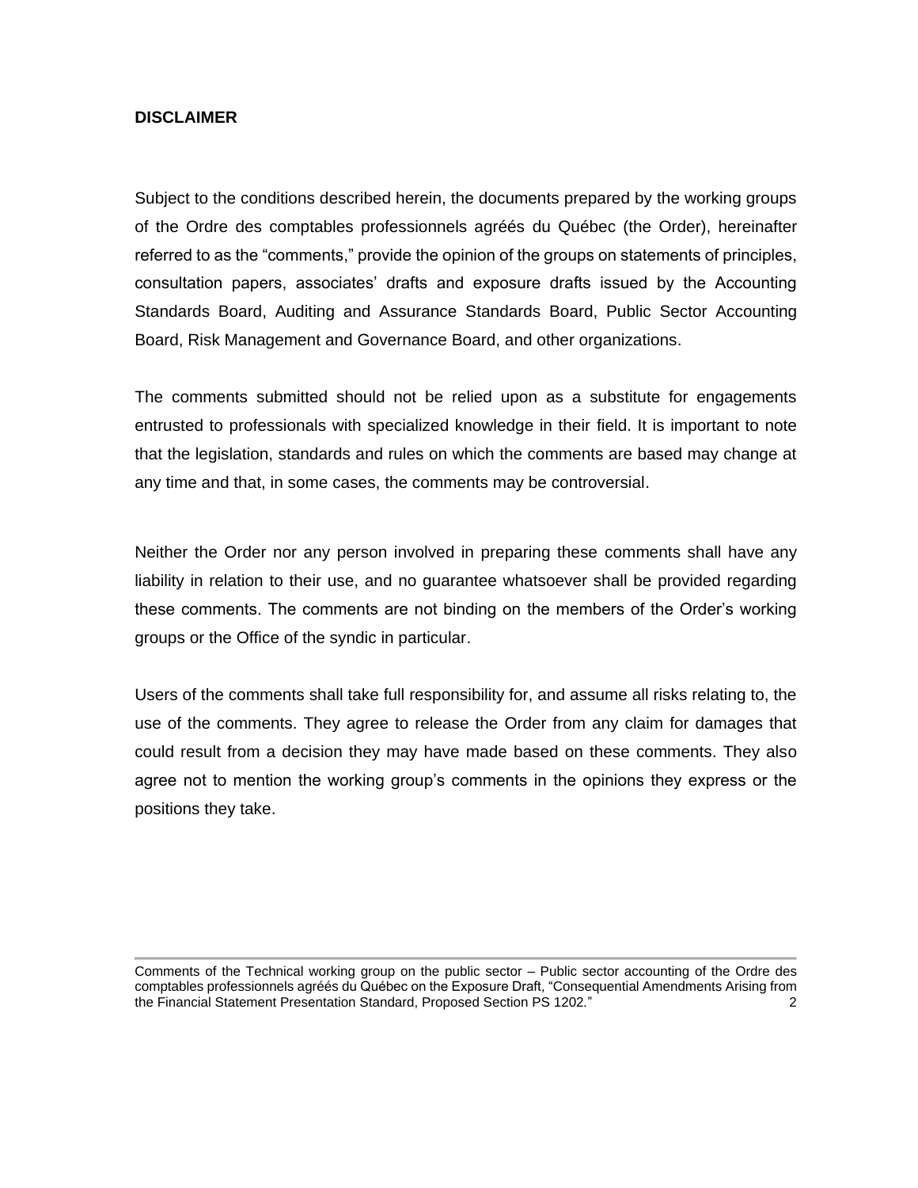**DISCLAIMER**

Subject to the conditions described herein, the documents prepared by the working groups of the Ordre des comptables professionnels agréés du Québec (the Order), hereinafter referred to as the "comments," provide the opinion of the groups on statements of principles, consultation papers, associates' drafts and exposure drafts issued by the Accounting Standards Board, Auditing and Assurance Standards Board, Public Sector Accounting Board, Risk Management and Governance Board, and other organizations.

The comments submitted should not be relied upon as a substitute for engagements entrusted to professionals with specialized knowledge in their field. It is important to note that the legislation, standards and rules on which the comments are based may change at any time and that, in some cases, the comments may be controversial.

Neither the Order nor any person involved in preparing these comments shall have any liability in relation to their use, and no guarantee whatsoever shall be provided regarding these comments. The comments are not binding on the members of the Order's working groups or the Office of the syndic in particular.

Users of the comments shall take full responsibility for, and assume all risks relating to, the use of the comments. They agree to release the Order from any claim for damages that could result from a decision they may have made based on these comments. They also agree not to mention the working group's comments in the opinions they express or the positions they take.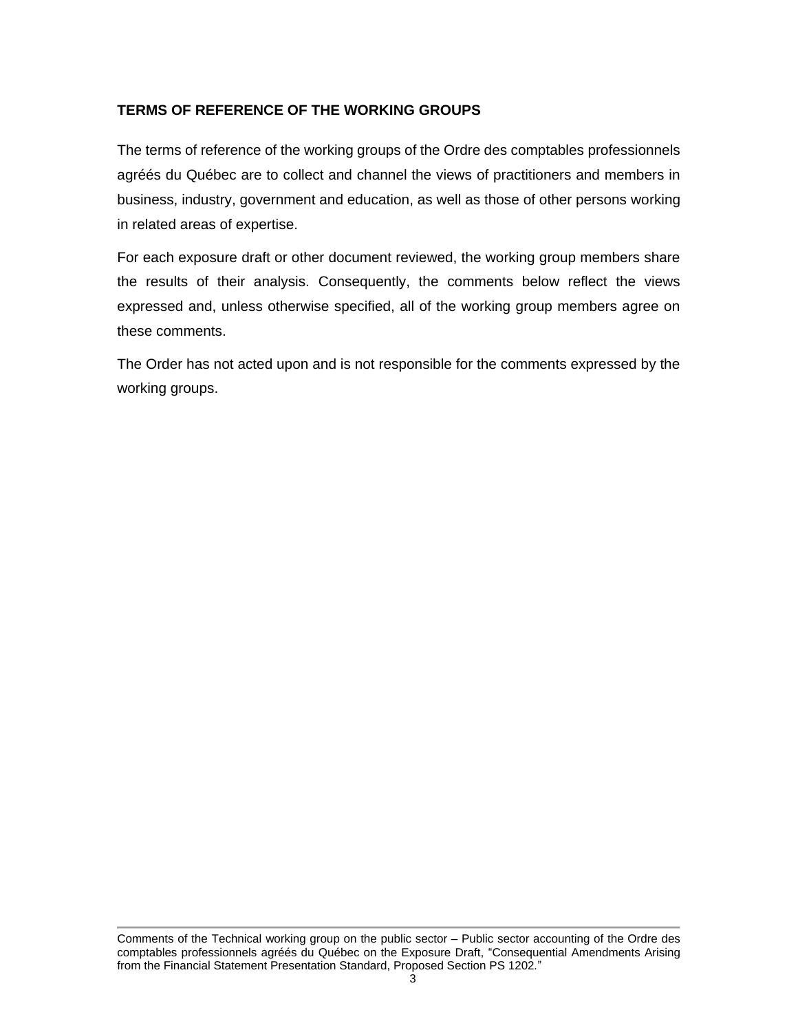## TERMS OF REFERENCE OF THE WORKING GROUPS

The terms of reference of the working groups of the Ordre des comptables professionnels agréés du Québec are to collect and channel the views of practitioners and members in business, industry, government and education, as well as those of other persons working in related areas of expertise.

For each exposure draft or other document reviewed, the working group members share the results of their analysis. Consequently, the comments below reflect the views expressed and, unless otherwise specified, all of the working group members agree on these comments.

The Order has not acted upon and is not responsible for the comments expressed by the working groups.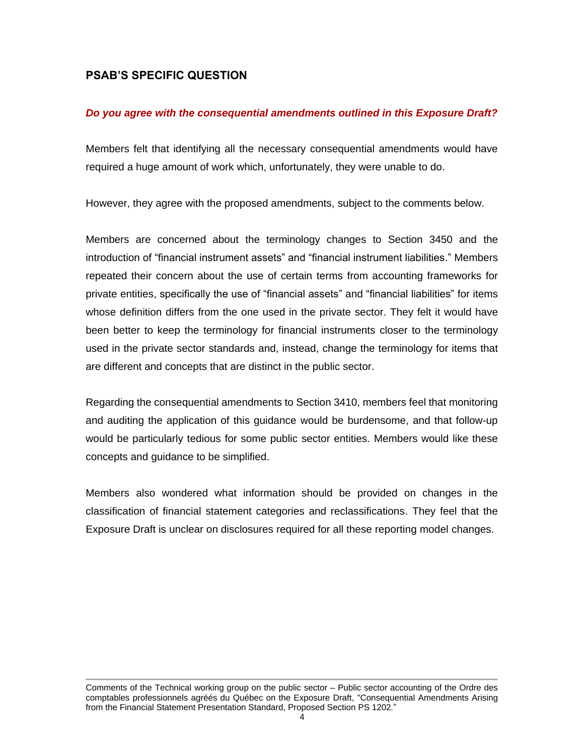## PSAB'S SPECIFIC QUESTION

***Do you agree with the consequential amendments outlined in this Exposure Draft?***

Members felt that identifying all the necessary consequential amendments would have required a huge amount of work which, unfortunately, they were unable to do.

However, they agree with the proposed amendments, subject to the comments below.

Members are concerned about the terminology changes to Section 3450 and the introduction of "financial instrument assets" and "financial instrument liabilities." Members repeated their concern about the use of certain terms from accounting frameworks for private entities, specifically the use of "financial assets" and "financial liabilities" for items whose definition differs from the one used in the private sector. They felt it would have been better to keep the terminology for financial instruments closer to the terminology used in the private sector standards and, instead, change the terminology for items that are different and concepts that are distinct in the public sector.

Regarding the consequential amendments to Section 3410, members feel that monitoring and auditing the application of this guidance would be burdensome, and that follow-up would be particularly tedious for some public sector entities. Members would like these concepts and guidance to be simplified.

Members also wondered what information should be provided on changes in the classification of financial statement categories and reclassifications. They feel that the Exposure Draft is unclear on disclosures required for all these reporting model changes.